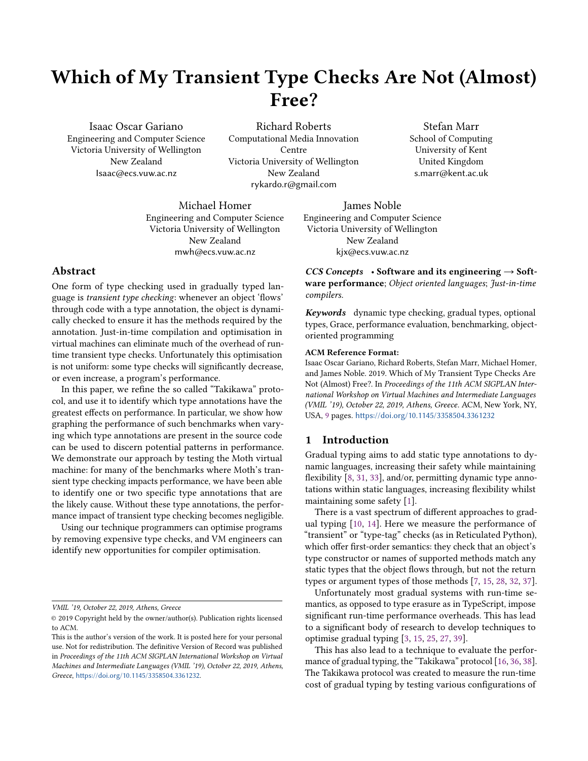# Which of My Transient Type Checks Are Not (Almost) Free?

Isaac Oscar Gariano
Engineering and Computer Science
Victoria University of Wellington
New Zealand
Isaac@ecs.vuw.ac.nz

Richard Roberts
Computational Media Innovation Centre
Victoria University of Wellington
New Zealand
rykardo.r@gmail.com

Stefan Marr
School of Computing
University of Kent
United Kingdom
s.marr@kent.ac.uk

Michael Homer
Engineering and Computer Science
Victoria University of Wellington
New Zealand
mwh@ecs.vuw.ac.nz

James Noble
Engineering and Computer Science
Victoria University of Wellington
New Zealand
kjx@ecs.vuw.ac.nz

## Abstract

One form of type checking used in gradually typed language is *transient type checking*: whenever an object 'flows' through code with a type annotation, the object is dynamically checked to ensure it has the methods required by the annotation. Just-in-time compilation and optimisation in virtual machines can eliminate much of the overhead of run-time transient type checks. Unfortunately this optimisation is not uniform: some type checks will significantly decrease, or even increase, a program's performance.

In this paper, we refine the so called "Takikawa" protocol, and use it to identify which type annotations have the greatest effects on performance. In particular, we show how graphing the performance of such benchmarks when varying which type annotations are present in the source code can be used to discern potential patterns in performance. We demonstrate our approach by testing the Moth virtual machine: for many of the benchmarks where Moth's transient type checking impacts performance, we have been able to identify one or two specific type annotations that are the likely cause. Without these type annotations, the performance impact of transient type checking becomes negligible.

Using our technique programmers can optimise programs by removing expensive type checks, and VM engineers can identify new opportunities for compiler optimisation.

*CCS Concepts* • **Software and its engineering → Software performance**; *Object oriented languages*; *Just-in-time compilers*.

*Keywords* dynamic type checking, gradual types, optional types, Grace, performance evaluation, benchmarking, object-oriented programming

**ACM Reference Format:**
Isaac Oscar Gariano, Richard Roberts, Stefan Marr, Michael Homer, and James Noble. 2019. Which of My Transient Type Checks Are Not (Almost) Free?. In *Proceedings of the 11th ACM SIGPLAN International Workshop on Virtual Machines and Intermediate Languages (VMIL '19), October 22, 2019, Athens, Greece.* ACM, New York, NY, USA, 9 pages. https://doi.org/10.1145/3358504.3361232

VMIL '19, October 22, 2019, Athens, Greece

© 2019 Copyright held by the owner/author(s). Publication rights licensed to ACM.

This is the author's version of the work. It is posted here for your personal use. Not for redistribution. The definitive Version of Record was published in *Proceedings of the 11th ACM SIGPLAN International Workshop on Virtual Machines and Intermediate Languages (VMIL '19), October 22, 2019, Athens, Greece*, https://doi.org/10.1145/3358504.3361232.

## 1 Introduction

Gradual typing aims to add static type annotations to dynamic languages, increasing their safety while maintaining flexibility [8, 31, 33], and/or, permitting dynamic type annotations within static languages, increasing flexibility whilst maintaining some safety [1].

There is a vast spectrum of different approaches to gradual typing [10, 14]. Here we measure the performance of "transient" or "type-tag" checks (as in Reticulated Python), which offer first-order semantics: they check that an object's type constructor or names of supported methods match any static types that the object flows through, but not the return types or argument types of those methods [7, 15, 28, 32, 37].

Unfortunately most gradual systems with run-time semantics, as opposed to type erasure as in TypeScript, impose significant run-time performance overheads. This has lead to a significant body of research to develop techniques to optimise gradual typing [3, 15, 25, 27, 39].

This has also lead to a technique to evaluate the performance of gradual typing, the "Takikawa" protocol [16, 36, 38]. The Takikawa protocol was created to measure the run-time cost of gradual typing by testing various configurations of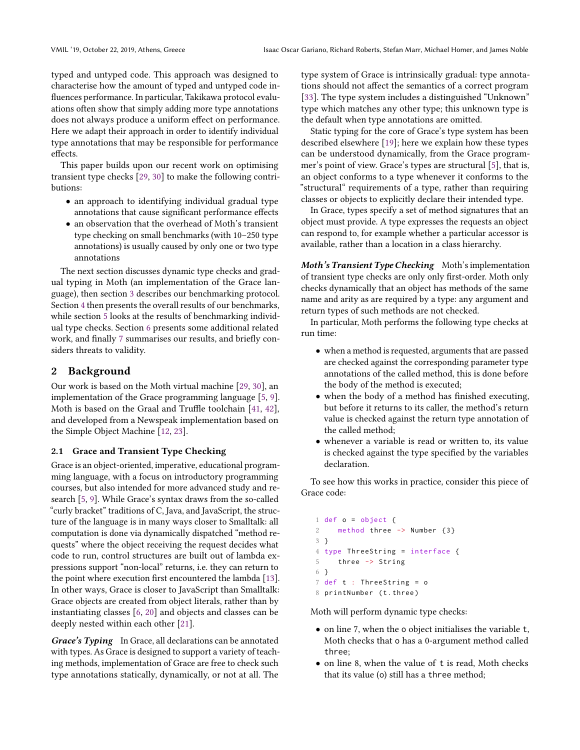typed and untyped code. This approach was designed to characterise how the amount of typed and untyped code influences performance. In particular, Takikawa protocol evaluations often show that simply adding more type annotations does not always produce a uniform effect on performance. Here we adapt their approach in order to identify individual type annotations that may be responsible for performance effects.

This paper builds upon our recent work on optimising transient type checks [29, 30] to make the following contributions:

- an approach to identifying individual gradual type annotations that cause significant performance effects
- an observation that the overhead of Moth's transient type checking on small benchmarks (with 10–250 type annotations) is usually caused by only one or two type annotations

The next section discusses dynamic type checks and gradual typing in Moth (an implementation of the Grace language), then section 3 describes our benchmarking protocol. Section 4 then presents the overall results of our benchmarks, while section 5 looks at the results of benchmarking individual type checks. Section 6 presents some additional related work, and finally 7 summarises our results, and briefly considers threats to validity.

## 2 Background

Our work is based on the Moth virtual machine [29, 30], an implementation of the Grace programming language [5, 9]. Moth is based on the Graal and Truffle toolchain [41, 42], and developed from a Newspeak implementation based on the Simple Object Machine [12, 23].

### 2.1 Grace and Transient Type Checking

Grace is an object-oriented, imperative, educational programming language, with a focus on introductory programming courses, but also intended for more advanced study and research [5, 9]. While Grace's syntax draws from the so-called "curly bracket" traditions of C, Java, and JavaScript, the structure of the language is in many ways closer to Smalltalk: all computation is done via dynamically dispatched "method requests" where the object receiving the request decides what code to run, control structures are built out of lambda expressions support "non-local" returns, i.e. they can return to the point where execution first encountered the lambda [13]. In other ways, Grace is closer to JavaScript than Smalltalk: Grace objects are created from object literals, rather than by instantiating classes [6, 20] and objects and classes can be deeply nested within each other [21].

***Grace's Typing*** In Grace, all declarations can be annotated with types. As Grace is designed to support a variety of teaching methods, implementation of Grace are free to check such type annotations statically, dynamically, or not at all. The type system of Grace is intrinsically gradual: type annotations should not affect the semantics of a correct program [33]. The type system includes a distinguished "Unknown" type which matches any other type; this unknown type is the default when type annotations are omitted.

Static typing for the core of Grace's type system has been described elsewhere [19]; here we explain how these types can be understood dynamically, from the Grace programmer's point of view. Grace's types are structural [5], that is, an object conforms to a type whenever it conforms to the "structural" requirements of a type, rather than requiring classes or objects to explicitly declare their intended type.

In Grace, types specify a set of method signatures that an object must provide. A type expresses the requests an object can respond to, for example whether a particular accessor is available, rather than a location in a class hierarchy.

***Moth's Transient Type Checking*** Moth's implementation of transient type checks are only only first-order. Moth only checks dynamically that an object has methods of the same name and arity as are required by a type: any argument and return types of such methods are not checked.

In particular, Moth performs the following type checks at run time:

- when a method is requested, arguments that are passed are checked against the corresponding parameter type annotations of the called method, this is done before the body of the method is executed;
- when the body of a method has finished executing, but before it returns to its caller, the method's return value is checked against the return type annotation of the called method;
- whenever a variable is read or written to, its value is checked against the type specified by the variables declaration.

To see how this works in practice, consider this piece of Grace code:

```
1 def o = object {
2    method three -> Number {3}
3 }
4 type ThreeString = interface {
5    three -> String
6 }
7 def t : ThreeString = o
8 printNumber (t.three)
```

Moth will perform dynamic type checks:

- on line 7, when the o object initialises the variable t, Moth checks that o has a 0-argument method called three;
- on line 8, when the value of t is read, Moth checks that its value (o) still has a three method;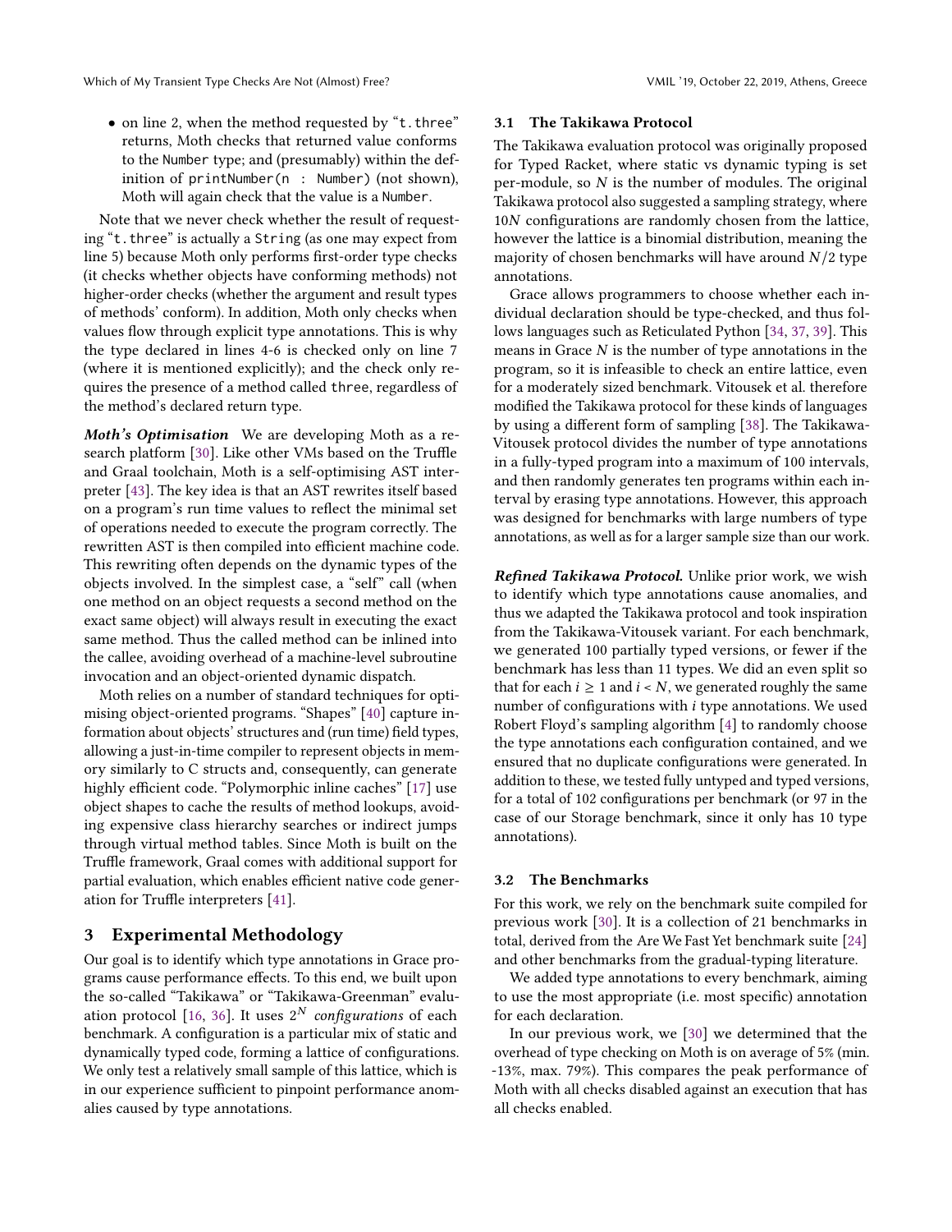- on line 2, when the method requested by "t.three" returns, Moth checks that returned value conforms to the Number type; and (presumably) within the definition of printNumber(n : Number) (not shown), Moth will again check that the value is a Number.

Note that we never check whether the result of requesting "t.three" is actually a String (as one may expect from line 5) because Moth only performs first-order type checks (it checks whether objects have conforming methods) not higher-order checks (whether the argument and result types of methods' conform). In addition, Moth only checks when values flow through explicit type annotations. This is why the type declared in lines 4-6 is checked only on line 7 (where it is mentioned explicitly); and the check only requires the presence of a method called three, regardless of the method's declared return type.

***Moth's Optimisation*** We are developing Moth as a research platform [30]. Like other VMs based on the Truffle and Graal toolchain, Moth is a self-optimising AST interpreter [43]. The key idea is that an AST rewrites itself based on a program's run time values to reflect the minimal set of operations needed to execute the program correctly. The rewritten AST is then compiled into efficient machine code. This rewriting often depends on the dynamic types of the objects involved. In the simplest case, a "self" call (when one method on an object requests a second method on the exact same object) will always result in executing the exact same method. Thus the called method can be inlined into the callee, avoiding overhead of a machine-level subroutine invocation and an object-oriented dynamic dispatch.

Moth relies on a number of standard techniques for optimising object-oriented programs. "Shapes" [40] capture information about objects' structures and (run time) field types, allowing a just-in-time compiler to represent objects in memory similarly to C structs and, consequently, can generate highly efficient code. "Polymorphic inline caches" [17] use object shapes to cache the results of method lookups, avoiding expensive class hierarchy searches or indirect jumps through virtual method tables. Since Moth is built on the Truffle framework, Graal comes with additional support for partial evaluation, which enables efficient native code generation for Truffle interpreters [41].

# 3 Experimental Methodology

Our goal is to identify which type annotations in Grace programs cause performance effects. To this end, we built upon the so-called "Takikawa" or "Takikawa-Greenman" evaluation protocol [16, 36]. It uses $2^N$ *configurations* of each benchmark. A configuration is a particular mix of static and dynamically typed code, forming a lattice of configurations. We only test a relatively small sample of this lattice, which is in our experience sufficient to pinpoint performance anomalies caused by type annotations.

## 3.1 The Takikawa Protocol

The Takikawa evaluation protocol was originally proposed for Typed Racket, where static vs dynamic typing is set per-module, so $N$ is the number of modules. The original Takikawa protocol also suggested a sampling strategy, where $10N$ configurations are randomly chosen from the lattice, however the lattice is a binomial distribution, meaning the majority of chosen benchmarks will have around $N/2$ type annotations.

Grace allows programmers to choose whether each individual declaration should be type-checked, and thus follows languages such as Reticulated Python [34, 37, 39]. This means in Grace $N$ is the number of type annotations in the program, so it is infeasible to check an entire lattice, even for a moderately sized benchmark. Vitousek et al. therefore modified the Takikawa protocol for these kinds of languages by using a different form of sampling [38]. The Takikawa-Vitousek protocol divides the number of type annotations in a fully-typed program into a maximum of 100 intervals, and then randomly generates ten programs within each interval by erasing type annotations. However, this approach was designed for benchmarks with large numbers of type annotations, as well as for a larger sample size than our work.

***Refined Takikawa Protocol.*** Unlike prior work, we wish to identify which type annotations cause anomalies, and thus we adapted the Takikawa protocol and took inspiration from the Takikawa-Vitousek variant. For each benchmark, we generated 100 partially typed versions, or fewer if the benchmark has less than 11 types. We did an even split so that for each $i \geq 1$ and $i < N$, we generated roughly the same number of configurations with $i$ type annotations. We used Robert Floyd's sampling algorithm [4] to randomly choose the type annotations each configuration contained, and we ensured that no duplicate configurations were generated. In addition to these, we tested fully untyped and typed versions, for a total of 102 configurations per benchmark (or 97 in the case of our Storage benchmark, since it only has 10 type annotations).

## 3.2 The Benchmarks

For this work, we rely on the benchmark suite compiled for previous work [30]. It is a collection of 21 benchmarks in total, derived from the Are We Fast Yet benchmark suite [24] and other benchmarks from the gradual-typing literature.

We added type annotations to every benchmark, aiming to use the most appropriate (i.e. most specific) annotation for each declaration.

In our previous work, we [30] we determined that the overhead of type checking on Moth is on average of 5% (min. -13%, max. 79%). This compares the peak performance of Moth with all checks disabled against an execution that has all checks enabled.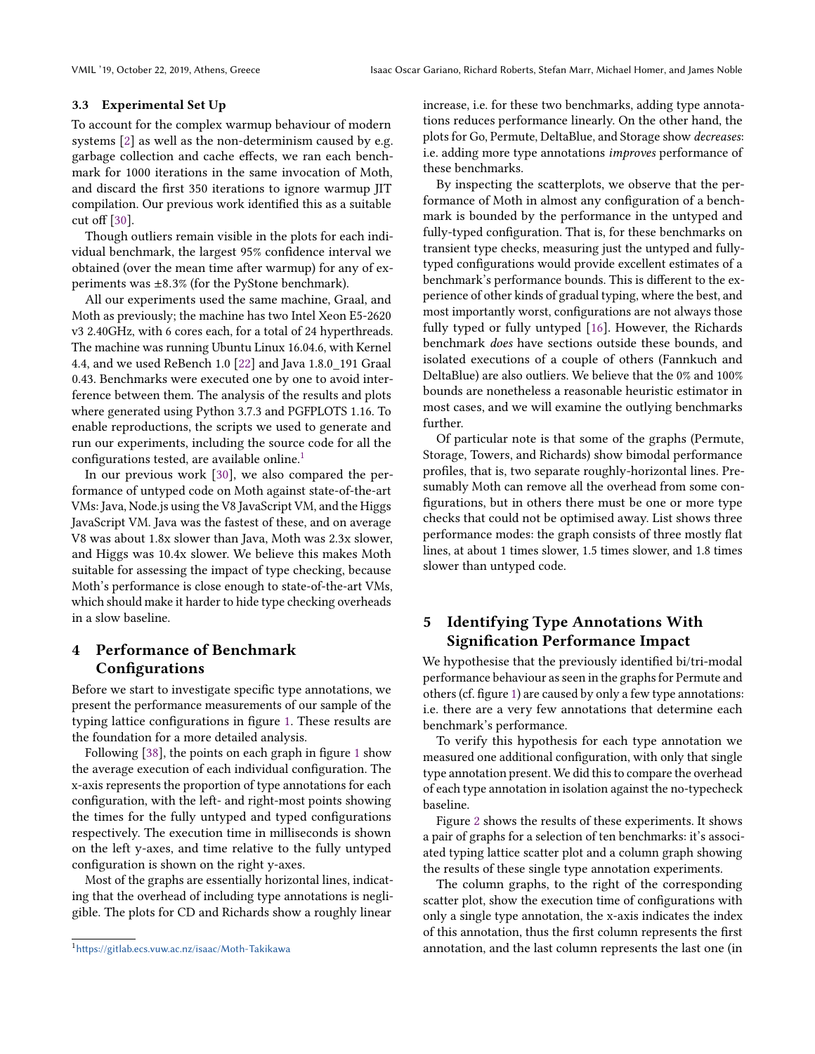### 3.3 Experimental Set Up

To account for the complex warmup behaviour of modern systems [2] as well as the non-determinism caused by e.g. garbage collection and cache effects, we ran each benchmark for 1000 iterations in the same invocation of Moth, and discard the first 350 iterations to ignore warmup JIT compilation. Our previous work identified this as a suitable cut off [30].

Though outliers remain visible in the plots for each individual benchmark, the largest 95% confidence interval we obtained (over the mean time after warmup) for any of experiments was ±8.3% (for the PyStone benchmark).

All our experiments used the same machine, Graal, and Moth as previously; the machine has two Intel Xeon E5-2620 v3 2.40GHz, with 6 cores each, for a total of 24 hyperthreads. The machine was running Ubuntu Linux 16.04.6, with Kernel 4.4, and we used ReBench 1.0 [22] and Java 1.8.0_191 Graal 0.43. Benchmarks were executed one by one to avoid interference between them. The analysis of the results and plots where generated using Python 3.7.3 and PGFPLOTS 1.16. To enable reproductions, the scripts we used to generate and run our experiments, including the source code for all the configurations tested, are available online.[1]

In our previous work [30], we also compared the performance of untyped code on Moth against state-of-the-art VMs: Java, Node.js using the V8 JavaScript VM, and the Higgs JavaScript VM. Java was the fastest of these, and on average V8 was about 1.8x slower than Java, Moth was 2.3x slower, and Higgs was 10.4x slower. We believe this makes Moth suitable for assessing the impact of type checking, because Moth's performance is close enough to state-of-the-art VMs, which should make it harder to hide type checking overheads in a slow baseline.

## 4 Performance of Benchmark Configurations

Before we start to investigate specific type annotations, we present the performance measurements of our sample of the typing lattice configurations in figure 1. These results are the foundation for a more detailed analysis.

Following [38], the points on each graph in figure 1 show the average execution of each individual configuration. The x-axis represents the proportion of type annotations for each configuration, with the left- and right-most points showing the times for the fully untyped and typed configurations respectively. The execution time in milliseconds is shown on the left y-axes, and time relative to the fully untyped configuration is shown on the right y-axes.

Most of the graphs are essentially horizontal lines, indicating that the overhead of including type annotations is negligible. The plots for CD and Richards show a roughly linear increase, i.e. for these two benchmarks, adding type annotations reduces performance linearly. On the other hand, the plots for Go, Permute, DeltaBlue, and Storage show *decreases*: i.e. adding more type annotations *improves* performance of these benchmarks.

By inspecting the scatterplots, we observe that the performance of Moth in almost any configuration of a benchmark is bounded by the performance in the untyped and fully-typed configuration. That is, for these benchmarks on transient type checks, measuring just the untyped and fully-typed configurations would provide excellent estimates of a benchmark's performance bounds. This is different to the experience of other kinds of gradual typing, where the best, and most importantly worst, configurations are not always those fully typed or fully untyped [16]. However, the Richards benchmark *does* have sections outside these bounds, and isolated executions of a couple of others (Fannkuch and DeltaBlue) are also outliers. We believe that the 0% and 100% bounds are nonetheless a reasonable heuristic estimator in most cases, and we will examine the outlying benchmarks further.

Of particular note is that some of the graphs (Permute, Storage, Towers, and Richards) show bimodal performance profiles, that is, two separate roughly-horizontal lines. Presumably Moth can remove all the overhead from some configurations, but in others there must be one or more type checks that could not be optimised away. List shows three performance modes: the graph consists of three mostly flat lines, at about 1 times slower, 1.5 times slower, and 1.8 times slower than untyped code.

## 5 Identifying Type Annotations With Signification Performance Impact

We hypothesise that the previously identified bi/tri-modal performance behaviour as seen in the graphs for Permute and others (cf. figure 1) are caused by only a few type annotations: i.e. there are a very few annotations that determine each benchmark's performance.

To verify this hypothesis for each type annotation we measured one additional configuration, with only that single type annotation present. We did this to compare the overhead of each type annotation in isolation against the no-typecheck baseline.

Figure 2 shows the results of these experiments. It shows a pair of graphs for a selection of ten benchmarks: it's associated typing lattice scatter plot and a column graph showing the results of these single type annotation experiments.

The column graphs, to the right of the corresponding scatter plot, show the execution time of configurations with only a single type annotation, the x-axis indicates the index of this annotation, thus the first column represents the first annotation, and the last column represents the last one (in

[1] https://gitlab.ecs.vuw.ac.nz/isaac/Moth-Takikawa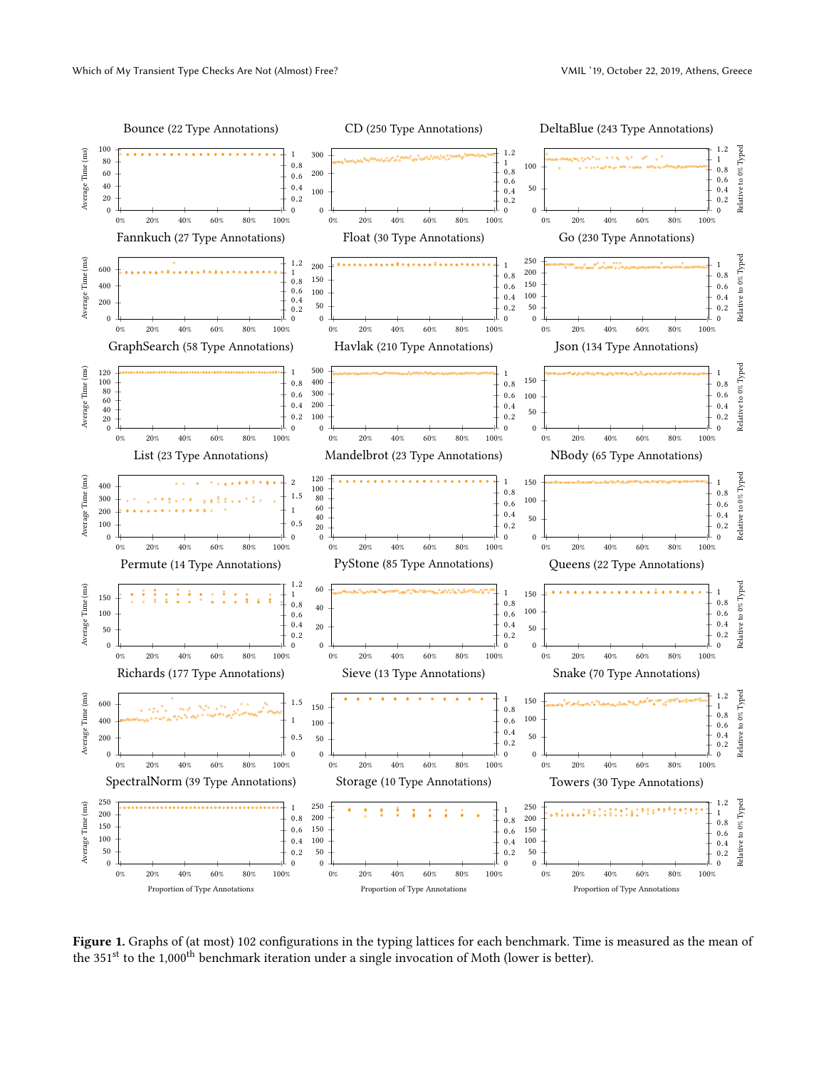Figure 1. Graphs of (at most) 102 configurations in the typing lattices for each benchmark. Time is measured as the mean of the 351[st] to the 1,000[th] benchmark iteration under a single invocation of Moth (lower is better).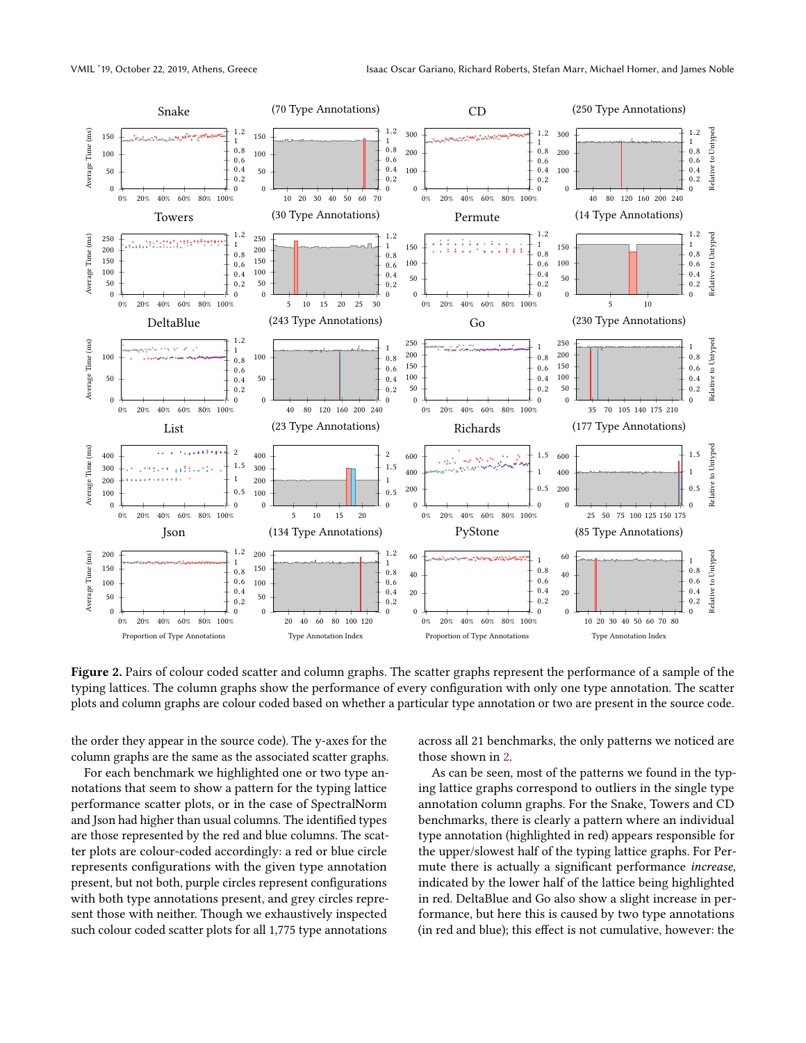**Figure 2.** Pairs of colour coded scatter and column graphs. The scatter graphs represent the performance of a sample of the typing lattices. The column graphs show the performance of every configuration with only one type annotation. The scatter plots and column graphs are colour coded based on whether a particular type annotation or two are present in the source code.

the order they appear in the source code). The y-axes for the column graphs are the same as the associated scatter graphs.

For each benchmark we highlighted one or two type annotations that seem to show a pattern for the typing lattice performance scatter plots, or in the case of SpectralNorm and Json had higher than usual columns. The identified types are those represented by the red and blue columns. The scatter plots are colour-coded accordingly: a red or blue circle represents configurations with the given type annotation present, but not both, purple circles represent configurations with both type annotations present, and grey circles represent those with neither. Though we exhaustively inspected such colour coded scatter plots for all 1,775 type annotations across all 21 benchmarks, the only patterns we noticed are those shown in 2.

As can be seen, most of the patterns we found in the typing lattice graphs correspond to outliers in the single type annotation column graphs. For the Snake, Towers and CD benchmarks, there is clearly a pattern where an individual type annotation (highlighted in red) appears responsible for the upper/slowest half of the typing lattice graphs. For Permute there is actually a significant performance *increase*, indicated by the lower half of the lattice being highlighted in red. DeltaBlue and Go also show a slight increase in performance, but here this is caused by two type annotations (in red and blue); this effect is not cumulative, however: the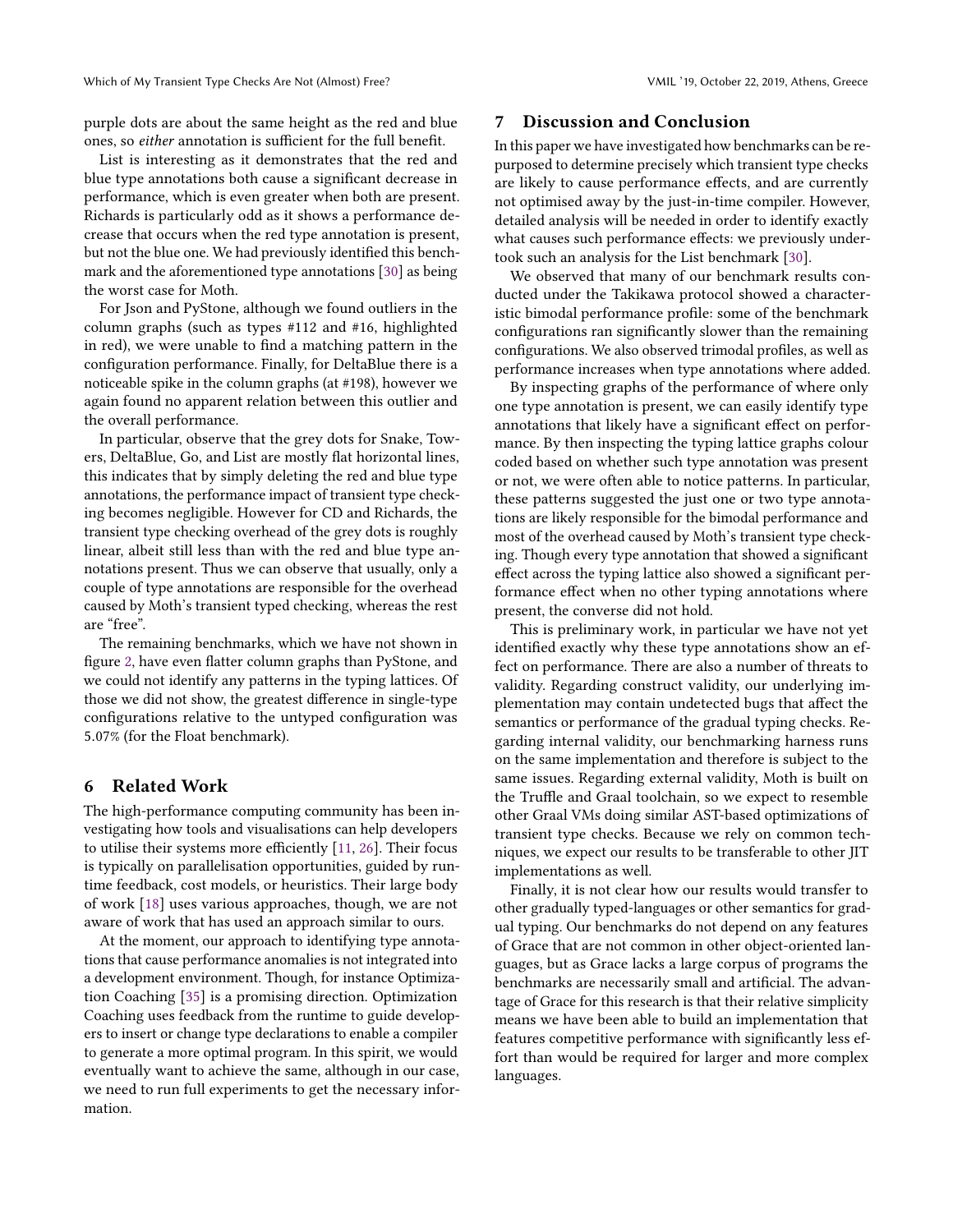purple dots are about the same height as the red and blue ones, so *either* annotation is sufficient for the full benefit.

List is interesting as it demonstrates that the red and blue type annotations both cause a significant decrease in performance, which is even greater when both are present. Richards is particularly odd as it shows a performance decrease that occurs when the red type annotation is present, but not the blue one. We had previously identified this benchmark and the aforementioned type annotations [30] as being the worst case for Moth.

For Json and PyStone, although we found outliers in the column graphs (such as types #112 and #16, highlighted in red), we were unable to find a matching pattern in the configuration performance. Finally, for DeltaBlue there is a noticeable spike in the column graphs (at #198), however we again found no apparent relation between this outlier and the overall performance.

In particular, observe that the grey dots for Snake, Towers, DeltaBlue, Go, and List are mostly flat horizontal lines, this indicates that by simply deleting the red and blue type annotations, the performance impact of transient type checking becomes negligible. However for CD and Richards, the transient type checking overhead of the grey dots is roughly linear, albeit still less than with the red and blue type annotations present. Thus we can observe that usually, only a couple of type annotations are responsible for the overhead caused by Moth's transient typed checking, whereas the rest are "free".

The remaining benchmarks, which we have not shown in figure 2, have even flatter column graphs than PyStone, and we could not identify any patterns in the typing lattices. Of those we did not show, the greatest difference in single-type configurations relative to the untyped configuration was 5.07% (for the Float benchmark).

## 6 Related Work

The high-performance computing community has been investigating how tools and visualisations can help developers to utilise their systems more efficiently [11, 26]. Their focus is typically on parallelisation opportunities, guided by runtime feedback, cost models, or heuristics. Their large body of work [18] uses various approaches, though, we are not aware of work that has used an approach similar to ours.

At the moment, our approach to identifying type annotations that cause performance anomalies is not integrated into a development environment. Though, for instance Optimization Coaching [35] is a promising direction. Optimization Coaching uses feedback from the runtime to guide developers to insert or change type declarations to enable a compiler to generate a more optimal program. In this spirit, we would eventually want to achieve the same, although in our case, we need to run full experiments to get the necessary information.

## 7 Discussion and Conclusion

In this paper we have investigated how benchmarks can be repurposed to determine precisely which transient type checks are likely to cause performance effects, and are currently not optimised away by the just-in-time compiler. However, detailed analysis will be needed in order to identify exactly what causes such performance effects: we previously undertook such an analysis for the List benchmark [30].

We observed that many of our benchmark results conducted under the Takikawa protocol showed a characteristic bimodal performance profile: some of the benchmark configurations ran significantly slower than the remaining configurations. We also observed trimodal profiles, as well as performance increases when type annotations where added.

By inspecting graphs of the performance of where only one type annotation is present, we can easily identify type annotations that likely have a significant effect on performance. By then inspecting the typing lattice graphs colour coded based on whether such type annotation was present or not, we were often able to notice patterns. In particular, these patterns suggested the just one or two type annotations are likely responsible for the bimodal performance and most of the overhead caused by Moth's transient type checking. Though every type annotation that showed a significant effect across the typing lattice also showed a significant performance effect when no other typing annotations where present, the converse did not hold.

This is preliminary work, in particular we have not yet identified exactly why these type annotations show an effect on performance. There are also a number of threats to validity. Regarding construct validity, our underlying implementation may contain undetected bugs that affect the semantics or performance of the gradual typing checks. Regarding internal validity, our benchmarking harness runs on the same implementation and therefore is subject to the same issues. Regarding external validity, Moth is built on the Truffle and Graal toolchain, so we expect to resemble other Graal VMs doing similar AST-based optimizations of transient type checks. Because we rely on common techniques, we expect our results to be transferable to other JIT implementations as well.

Finally, it is not clear how our results would transfer to other gradually typed-languages or other semantics for gradual typing. Our benchmarks do not depend on any features of Grace that are not common in other object-oriented languages, but as Grace lacks a large corpus of programs the benchmarks are necessarily small and artificial. The advantage of Grace for this research is that their relative simplicity means we have been able to build an implementation that features competitive performance with significantly less effort than would be required for larger and more complex languages.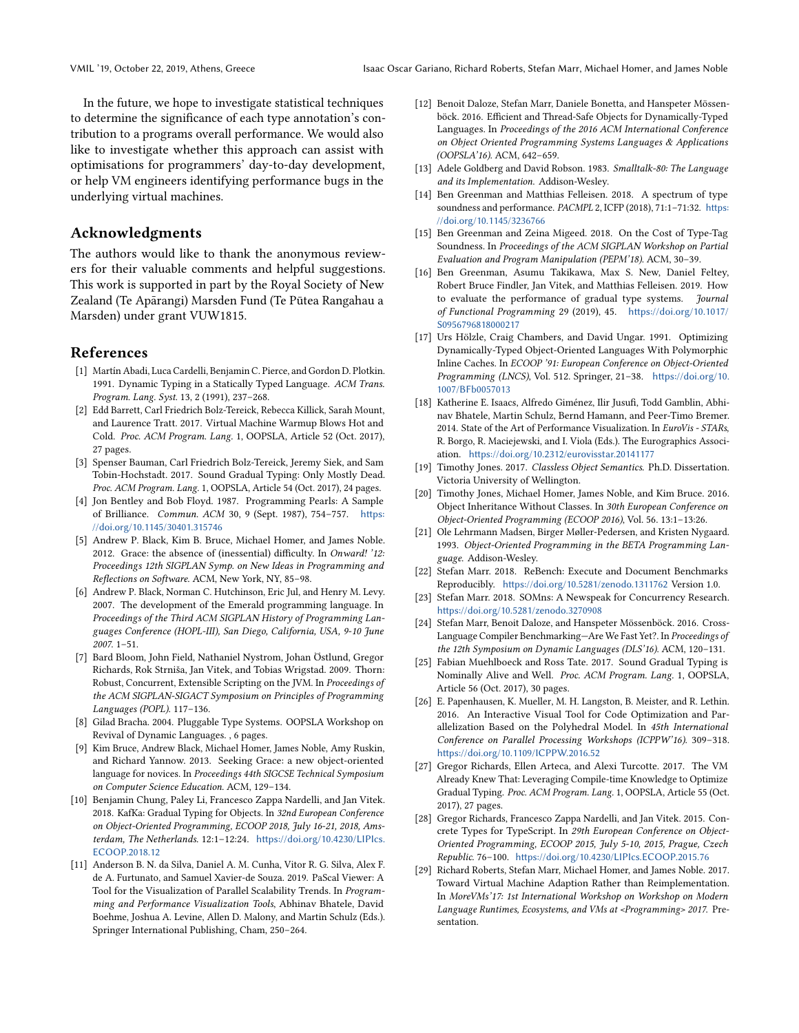In the future, we hope to investigate statistical techniques to determine the significance of each type annotation's contribution to a programs overall performance. We would also like to investigate whether this approach can assist with optimisations for programmers' day-to-day development, or help VM engineers identifying performance bugs in the underlying virtual machines.

## Acknowledgments

The authors would like to thank the anonymous reviewers for their valuable comments and helpful suggestions. This work is supported in part by the Royal Society of New Zealand (Te Apārangi) Marsden Fund (Te Pūtea Rangahau a Marsden) under grant VUW1815.

## References

[1] Martín Abadi, Luca Cardelli, Benjamin C. Pierce, and Gordon D. Plotkin. 1991. Dynamic Typing in a Statically Typed Language. *ACM Trans. Program. Lang. Syst.* 13, 2 (1991), 237–268.

[2] Edd Barrett, Carl Friedrich Bolz-Tereick, Rebecca Killick, Sarah Mount, and Laurence Tratt. 2017. Virtual Machine Warmup Blows Hot and Cold. *Proc. ACM Program. Lang.* 1, OOPSLA, Article 52 (Oct. 2017), 27 pages.

[3] Spenser Bauman, Carl Friedrich Bolz-Tereick, Jeremy Siek, and Sam Tobin-Hochstadt. 2017. Sound Gradual Typing: Only Mostly Dead. *Proc. ACM Program. Lang.* 1, OOPSLA, Article 54 (Oct. 2017), 24 pages.

[4] Jon Bentley and Bob Floyd. 1987. Programming Pearls: A Sample of Brilliance. *Commun. ACM* 30, 9 (Sept. 1987), 754–757. https://doi.org/10.1145/30401.315746

[5] Andrew P. Black, Kim B. Bruce, Michael Homer, and James Noble. 2012. Grace: the absence of (inessential) difficulty. In *Onward! '12: Proceedings 12th SIGPLAN Symp. on New Ideas in Programming and Reflections on Software.* ACM, New York, NY, 85–98.

[6] Andrew P. Black, Norman C. Hutchinson, Eric Jul, and Henry M. Levy. 2007. The development of the Emerald programming language. In *Proceedings of the Third ACM SIGPLAN History of Programming Languages Conference (HOPL-III), San Diego, California, USA, 9-10 June 2007.* 1–51.

[7] Bard Bloom, John Field, Nathaniel Nystrom, Johan Östlund, Gregor Richards, Rok Strniša, Jan Vitek, and Tobias Wrigstad. 2009. Thorn: Robust, Concurrent, Extensible Scripting on the JVM. In *Proceedings of the ACM SIGPLAN-SIGACT Symposium on Principles of Programming Languages (POPL).* 117–136.

[8] Gilad Bracha. 2004. Pluggable Type Systems. OOPSLA Workshop on Revival of Dynamic Languages. , 6 pages.

[9] Kim Bruce, Andrew Black, Michael Homer, James Noble, Amy Ruskin, and Richard Yannow. 2013. Seeking Grace: a new object-oriented language for novices. In *Proceedings 44th SIGCSE Technical Symposium on Computer Science Education.* ACM, 129–134.

[10] Benjamin Chung, Paley Li, Francesco Zappa Nardelli, and Jan Vitek. 2018. KafKa: Gradual Typing for Objects. In *32nd European Conference on Object-Oriented Programming, ECOOP 2018, July 16-21, 2018, Amsterdam, The Netherlands.* 12:1–12:24. https://doi.org/10.4230/LIPIcs.ECOOP.2018.12

[11] Anderson B. N. da Silva, Daniel A. M. Cunha, Vitor R. G. Silva, Alex F. de A. Furtunato, and Samuel Xavier-de Souza. 2019. PaScal Viewer: A Tool for the Visualization of Parallel Scalability Trends. In *Programming and Performance Visualization Tools*, Abhinav Bhatele, David Boehme, Joshua A. Levine, Allen D. Malony, and Martin Schulz (Eds.). Springer International Publishing, Cham, 250–264.

[12] Benoit Daloze, Stefan Marr, Daniele Bonetta, and Hanspeter Mössenböck. 2016. Efficient and Thread-Safe Objects for Dynamically-Typed Languages. In *Proceedings of the 2016 ACM International Conference on Object Oriented Programming Systems Languages & Applications (OOPSLA'16).* ACM, 642–659.

[13] Adele Goldberg and David Robson. 1983. *Smalltalk-80: The Language and its Implementation.* Addison-Wesley.

[14] Ben Greenman and Matthias Felleisen. 2018. A spectrum of type soundness and performance. *PACMPL* 2, ICFP (2018), 71:1–71:32. https://doi.org/10.1145/3236766

[15] Ben Greenman and Zeina Migeed. 2018. On the Cost of Type-Tag Soundness. In *Proceedings of the ACM SIGPLAN Workshop on Partial Evaluation and Program Manipulation (PEPM'18).* ACM, 30–39.

[16] Ben Greenman, Asumu Takikawa, Max S. New, Daniel Feltey, Robert Bruce Findler, Jan Vitek, and Matthias Felleisen. 2019. How to evaluate the performance of gradual type systems. *Journal of Functional Programming* 29 (2019), 45. https://doi.org/10.1017/S0956796818000217

[17] Urs Hölzle, Craig Chambers, and David Ungar. 1991. Optimizing Dynamically-Typed Object-Oriented Languages With Polymorphic Inline Caches. In *ECOOP '91: European Conference on Object-Oriented Programming (LNCS)*, Vol. 512. Springer, 21–38. https://doi.org/10.1007/BFb0057013

[18] Katherine E. Isaacs, Alfredo Giménez, Ilir Jusufi, Todd Gamblin, Abhinav Bhatele, Martin Schulz, Bernd Hamann, and Peer-Timo Bremer. 2014. State of the Art of Performance Visualization. In *EuroVis - STARs*, R. Borgo, R. Maciejewski, and I. Viola (Eds.). The Eurographics Association. https://doi.org/10.2312/eurovisstar.20141177

[19] Timothy Jones. 2017. *Classless Object Semantics.* Ph.D. Dissertation. Victoria University of Wellington.

[20] Timothy Jones, Michael Homer, James Noble, and Kim Bruce. 2016. Object Inheritance Without Classes. In *30th European Conference on Object-Oriented Programming (ECOOP 2016)*, Vol. 56. 13:1–13:26.

[21] Ole Lehrmann Madsen, Birger Møller-Pedersen, and Kristen Nygaard. 1993. *Object-Oriented Programming in the BETA Programming Language.* Addison-Wesley.

[22] Stefan Marr. 2018. ReBench: Execute and Document Benchmarks Reproducibly. https://doi.org/10.5281/zenodo.1311762 Version 1.0.

[23] Stefan Marr. 2018. SOMns: A Newspeak for Concurrency Research. https://doi.org/10.5281/zenodo.3270908

[24] Stefan Marr, Benoit Daloze, and Hanspeter Mössenböck. 2016. Cross-Language Compiler Benchmarking—Are We Fast Yet?. In *Proceedings of the 12th Symposium on Dynamic Languages (DLS'16).* ACM, 120–131.

[25] Fabian Muehlboeck and Ross Tate. 2017. Sound Gradual Typing is Nominally Alive and Well. *Proc. ACM Program. Lang.* 1, OOPSLA, Article 56 (Oct. 2017), 30 pages.

[26] E. Papenhausen, K. Mueller, M. H. Langston, B. Meister, and R. Lethin. 2016. An Interactive Visual Tool for Code Optimization and Parallelization Based on the Polyhedral Model. In *45th International Conference on Parallel Processing Workshops (ICPPW'16).* 309–318. https://doi.org/10.1109/ICPPW.2016.52

[27] Gregor Richards, Ellen Arteca, and Alexi Turcotte. 2017. The VM Already Knew That: Leveraging Compile-time Knowledge to Optimize Gradual Typing. *Proc. ACM Program. Lang.* 1, OOPSLA, Article 55 (Oct. 2017), 27 pages.

[28] Gregor Richards, Francesco Zappa Nardelli, and Jan Vitek. 2015. Concrete Types for TypeScript. In *29th European Conference on Object-Oriented Programming, ECOOP 2015, July 5-10, 2015, Prague, Czech Republic.* 76–100. https://doi.org/10.4230/LIPIcs.ECOOP.2015.76

[29] Richard Roberts, Stefan Marr, Michael Homer, and James Noble. 2017. Toward Virtual Machine Adaption Rather than Reimplementation. In *MoreVMs'17: 1st International Workshop on Workshop on Modern Language Runtimes, Ecosystems, and VMs at <Programming> 2017.* Presentation.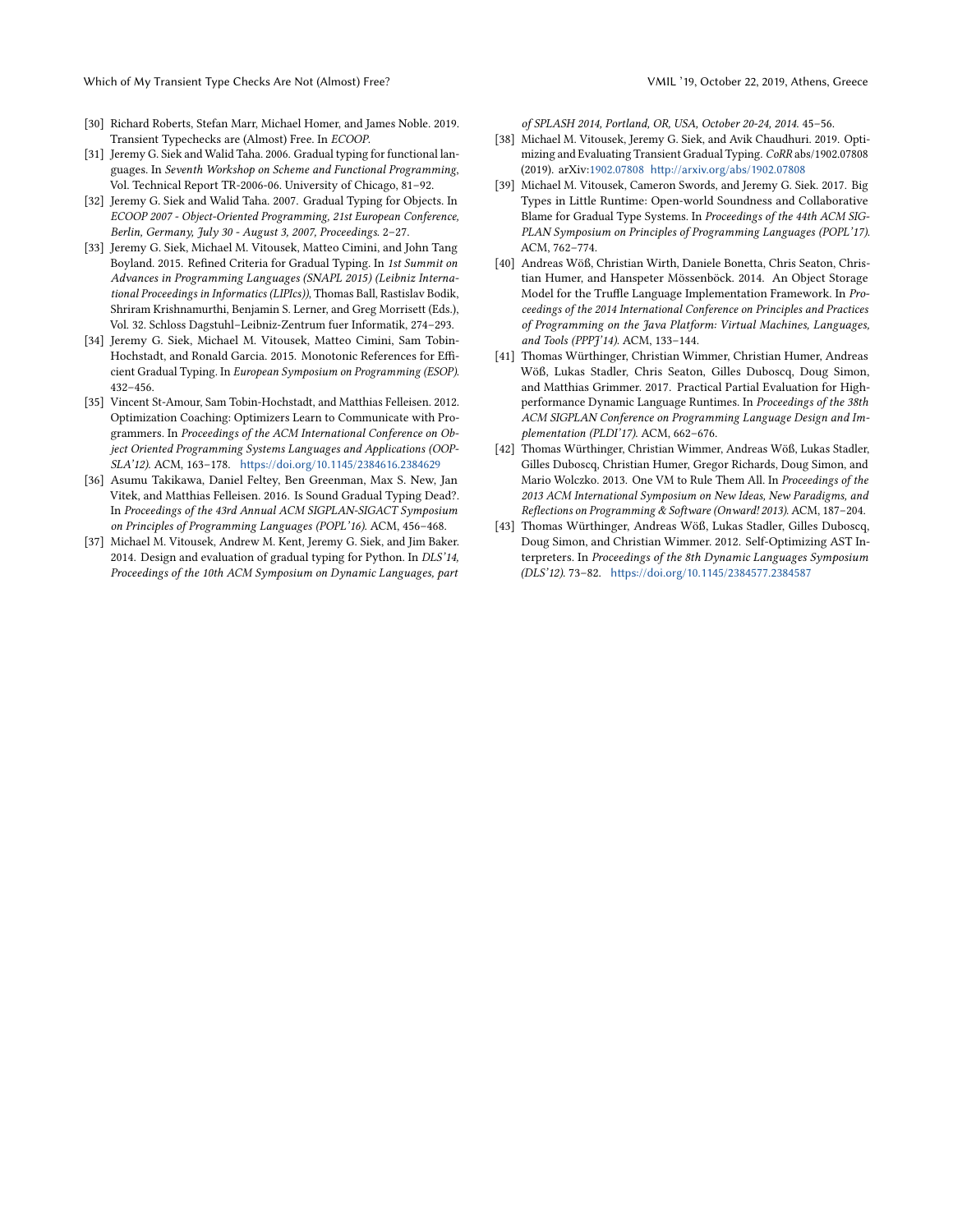[30] Richard Roberts, Stefan Marr, Michael Homer, and James Noble. 2019. Transient Typechecks are (Almost) Free. In *ECOOP*.

[31] Jeremy G. Siek and Walid Taha. 2006. Gradual typing for functional languages. In *Seventh Workshop on Scheme and Functional Programming*, Vol. Technical Report TR-2006-06. University of Chicago, 81–92.

[32] Jeremy G. Siek and Walid Taha. 2007. Gradual Typing for Objects. In *ECOOP 2007 - Object-Oriented Programming, 21st European Conference, Berlin, Germany, July 30 - August 3, 2007, Proceedings*. 2–27.

[33] Jeremy G. Siek, Michael M. Vitousek, Matteo Cimini, and John Tang Boyland. 2015. Refined Criteria for Gradual Typing. In *1st Summit on Advances in Programming Languages (SNAPL 2015) (Leibniz International Proceedings in Informatics (LIPIcs))*, Thomas Ball, Rastislav Bodik, Shriram Krishnamurthi, Benjamin S. Lerner, and Greg Morrisett (Eds.), Vol. 32. Schloss Dagstuhl–Leibniz-Zentrum fuer Informatik, 274–293.

[34] Jeremy G. Siek, Michael M. Vitousek, Matteo Cimini, Sam Tobin-Hochstadt, and Ronald Garcia. 2015. Monotonic References for Efficient Gradual Typing. In *European Symposium on Programming (ESOP)*. 432–456.

[35] Vincent St-Amour, Sam Tobin-Hochstadt, and Matthias Felleisen. 2012. Optimization Coaching: Optimizers Learn to Communicate with Programmers. In *Proceedings of the ACM International Conference on Object Oriented Programming Systems Languages and Applications (OOPSLA'12)*. ACM, 163–178. https://doi.org/10.1145/2384616.2384629

[36] Asumu Takikawa, Daniel Feltey, Ben Greenman, Max S. New, Jan Vitek, and Matthias Felleisen. 2016. Is Sound Gradual Typing Dead?. In *Proceedings of the 43rd Annual ACM SIGPLAN-SIGACT Symposium on Principles of Programming Languages (POPL'16)*. ACM, 456–468.

[37] Michael M. Vitousek, Andrew M. Kent, Jeremy G. Siek, and Jim Baker. 2014. Design and evaluation of gradual typing for Python. In *DLS'14, Proceedings of the 10th ACM Symposium on Dynamic Languages, part of SPLASH 2014, Portland, OR, USA, October 20-24, 2014*. 45–56.

[38] Michael M. Vitousek, Jeremy G. Siek, and Avik Chaudhuri. 2019. Optimizing and Evaluating Transient Gradual Typing. *CoRR* abs/1902.07808 (2019). arXiv:1902.07808 http://arxiv.org/abs/1902.07808

[39] Michael M. Vitousek, Cameron Swords, and Jeremy G. Siek. 2017. Big Types in Little Runtime: Open-world Soundness and Collaborative Blame for Gradual Type Systems. In *Proceedings of the 44th ACM SIGPLAN Symposium on Principles of Programming Languages (POPL'17)*. ACM, 762–774.

[40] Andreas Wöß, Christian Wirth, Daniele Bonetta, Chris Seaton, Christian Humer, and Hanspeter Mössenböck. 2014. An Object Storage Model for the Truffle Language Implementation Framework. In *Proceedings of the 2014 International Conference on Principles and Practices of Programming on the Java Platform: Virtual Machines, Languages, and Tools (PPPJ'14)*. ACM, 133–144.

[41] Thomas Würthinger, Christian Wimmer, Christian Humer, Andreas Wöß, Lukas Stadler, Chris Seaton, Gilles Duboscq, Doug Simon, and Matthias Grimmer. 2017. Practical Partial Evaluation for High-performance Dynamic Language Runtimes. In *Proceedings of the 38th ACM SIGPLAN Conference on Programming Language Design and Implementation (PLDI'17)*. ACM, 662–676.

[42] Thomas Würthinger, Christian Wimmer, Andreas Wöß, Lukas Stadler, Gilles Duboscq, Christian Humer, Gregor Richards, Doug Simon, and Mario Wolczko. 2013. One VM to Rule Them All. In *Proceedings of the 2013 ACM International Symposium on New Ideas, New Paradigms, and Reflections on Programming & Software (Onward! 2013)*. ACM, 187–204.

[43] Thomas Würthinger, Andreas Wöß, Lukas Stadler, Gilles Duboscq, Doug Simon, and Christian Wimmer. 2012. Self-Optimizing AST Interpreters. In *Proceedings of the 8th Dynamic Languages Symposium (DLS'12)*. 73–82. https://doi.org/10.1145/2384577.2384587